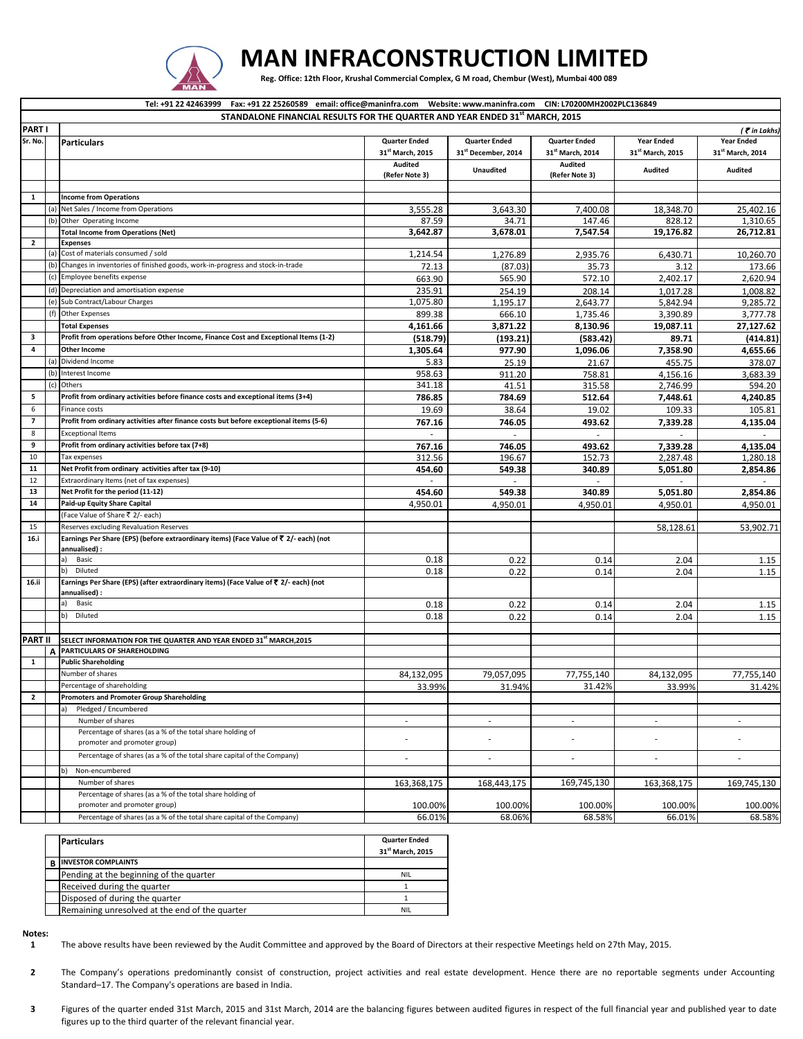# MAN INFRACONSTRUCTION LIMITED

Reg. Office: 12th Floor, Krushal Commercial Complex, G M road, Chembur (West), Mumbai 400 089

Tel: +91 22 42463999 Fax: +91 22 25260589 email: office@maninfra.com Website: www.maninfra.com CIN: L70200MH2002PLC136849

## STANDALONE FINANCIAL RESULTS FOR THE QUARTER AND YEAR ENDED 31st MARCH, 2015

**PART I** (₹ in Lakhs)

| Sr. No. | | Particulars | Quarter Ended 31st March, 2015 | Quarter Ended 31st December, 2014 | Quarter Ended 31st March, 2014 | Year Ended 31st March, 2015 | Year Ended 31st March, 2014 |
|---|---|---|---|---|---|---|---|
| | | | Audited (Refer Note 3) | Unaudited | Audited (Refer Note 3) | Audited | Audited |
| 1 | | **Income from Operations** | | | | | |
| | (a) | Net Sales / Income from Operations | 3,555.28 | 3,643.30 | 7,400.08 | 18,348.70 | 25,402.16 |
| | (b) | Other Operating Income | 87.59 | 34.71 | 147.46 | 828.12 | 1,310.65 |
| | | **Total Income from Operations (Net)** | **3,642.87** | **3,678.01** | **7,547.54** | **19,176.82** | **26,712.81** |
| 2 | | **Expenses** | | | | | |
| | (a) | Cost of materials consumed / sold | 1,214.54 | 1,276.89 | 2,935.76 | 6,430.71 | 10,260.70 |
| | (b) | Changes in inventories of finished goods, work-in-progress and stock-in-trade | 72.13 | (87.03) | 35.73 | 3.12 | 173.66 |
| | (c) | Employee benefits expense | 663.90 | 565.90 | 572.10 | 2,402.17 | 2,620.94 |
| | (d) | Depreciation and amortisation expense | 235.91 | 254.19 | 208.14 | 1,017.28 | 1,008.82 |
| | (e) | Sub Contract/Labour Charges | 1,075.80 | 1,195.17 | 2,643.77 | 5,842.94 | 9,285.72 |
| | (f) | Other Expenses | 899.38 | 666.10 | 1,735.46 | 3,390.89 | 3,777.78 |
| | | **Total Expenses** | **4,161.66** | **3,871.22** | **8,130.96** | **19,087.11** | **27,127.62** |
| 3 | | **Profit from operations before Other Income, Finance Cost and Exceptional Items (1-2)** | **(518.79)** | **(193.21)** | **(583.42)** | **89.71** | **(414.81)** |
| 4 | | **Other Income** | **1,305.64** | **977.90** | **1,096.06** | **7,358.90** | **4,655.66** |
| | (a) | Dividend Income | 5.83 | 25.19 | 21.67 | 455.75 | 378.07 |
| | (b) | Interest Income | 958.63 | 911.20 | 758.81 | 4,156.16 | 3,683.39 |
| | (c) | Others | 341.18 | 41.51 | 315.58 | 2,746.99 | 594.20 |
| 5 | | **Profit from ordinary activities before finance costs and exceptional items (3+4)** | **786.85** | **784.69** | **512.64** | **7,448.61** | **4,240.85** |
| 6 | | Finance costs | 19.69 | 38.64 | 19.02 | 109.33 | 105.81 |
| 7 | | **Profit from ordinary activities after finance costs but before exceptional items (5-6)** | **767.16** | **746.05** | **493.62** | **7,339.28** | **4,135.04** |
| 8 | | Exceptional Items | - | - | - | - | - |
| 9 | | **Profit from ordinary activities before tax (7+8)** | **767.16** | **746.05** | **493.62** | **7,339.28** | **4,135.04** |
| 10 | | Tax expenses | 312.56 | 196.67 | 152.73 | 2,287.48 | 1,280.18 |
| 11 | | **Net Profit from ordinary activities after tax (9-10)** | **454.60** | **549.38** | **340.89** | **5,051.80** | **2,854.86** |
| 12 | | Extraordinary Items (net of tax expenses) | - | - | - | - | - |
| 13 | | **Net Profit for the period (11-12)** | **454.60** | **549.38** | **340.89** | **5,051.80** | **2,854.86** |
| 14 | | **Paid-up Equity Share Capital** | 4,950.01 | 4,950.01 | 4,950.01 | 4,950.01 | 4,950.01 |
| | | (Face Value of Share ₹ 2/- each) | | | | | |
| 15 | | Reserves excluding Revaluation Reserves | | | | 58,128.61 | 53,902.71 |
| 16.i | | **Earnings Per Share (EPS) (before extraordinary items) (Face Value of ₹ 2/- each) (not annualised) :** | | | | | |
| | | a) Basic | 0.18 | 0.22 | 0.14 | 2.04 | 1.15 |
| | | b) Diluted | 0.18 | 0.22 | 0.14 | 2.04 | 1.15 |
| 16.ii | | **Earnings Per Share (EPS) (after extraordinary items) (Face Value of ₹ 2/- each) (not annualised) :** | | | | | |
| | | a) Basic | 0.18 | 0.22 | 0.14 | 2.04 | 1.15 |
| | | b) Diluted | 0.18 | 0.22 | 0.14 | 2.04 | 1.15 |
| **PART II** | | **SELECT INFORMATION FOR THE QUARTER AND YEAR ENDED 31st MARCH,2015** | | | | | |
| | A | **PARTICULARS OF SHAREHOLDING** | | | | | |
| 1 | | **Public Shareholding** | | | | | |
| | | Number of shares | 84,132,095 | 79,057,095 | 77,755,140 | 84,132,095 | 77,755,140 |
| | | Percentage of shareholding | 33.99% | 31.94% | 31.42% | 33.99% | 31.42% |
| 2 | | **Promoters and Promoter Group Shareholding** | | | | | |
| | | a) Pledged / Encumbered | | | | | |
| | | Number of shares | - | - | - | - | - |
| | | Percentage of shares (as a % of the total share holding of promoter and promoter group) | - | - | - | - | - |
| | | Percentage of shares (as a % of the total share capital of the Company) | - | - | - | - | - |
| | | b) Non-encumbered | | | | | |
| | | Number of shares | 163,368,175 | 168,443,175 | 169,745,130 | 163,368,175 | 169,745,130 |
| | | Percentage of shares (as a % of the total share holding of promoter and promoter group) | 100.00% | 100.00% | 100.00% | 100.00% | 100.00% |
| | | Percentage of shares (as a % of the total share capital of the Company) | 66.01% | 68.06% | 68.58% | 66.01% | 68.58% |

| | Particulars | Quarter Ended 31st March, 2015 |
|---|---|---|
| B | **INVESTOR COMPLAINTS** | |
| | Pending at the beginning of the quarter | NIL |
| | Received during the quarter | 1 |
| | Disposed of during the quarter | 1 |
| | Remaining unresolved at the end of the quarter | NIL |

**Notes:**

1. The above results have been reviewed by the Audit Committee and approved by the Board of Directors at their respective Meetings held on 27th May, 2015.

2. The Company's operations predominantly consist of construction, project activities and real estate development. Hence there are no reportable segments under Accounting Standard–17. The Company's operations are based in India.

3. Figures of the quarter ended 31st March, 2015 and 31st March, 2014 are the balancing figures between audited figures in respect of the full financial year and published year to date figures up to the third quarter of the relevant financial year.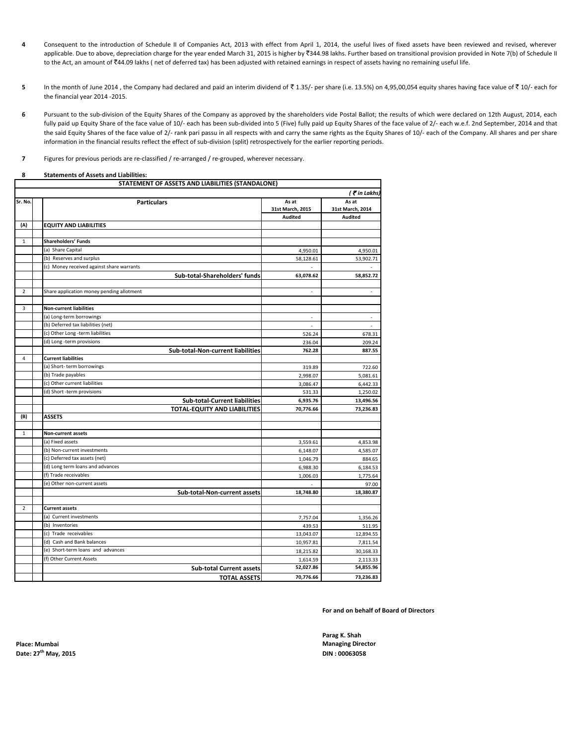4 Consequent to the introduction of Schedule II of Companies Act, 2013 with effect from April 1, 2014, the useful lives of fixed assets have been reviewed and revised, wherever applicable. Due to above, depreciation charge for the year ended March 31, 2015 is higher by ₹344.98 lakhs. Further based on transitional provision provided in Note 7(b) of Schedule II to the Act, an amount of ₹44.09 lakhs ( net of deferred tax) has been adjusted with retained earnings in respect of assets having no remaining useful life.

5 In the month of June 2014 , the Company had declared and paid an interim dividend of ₹ 1.35/- per share (i.e. 13.5%) on 4,95,00,054 equity shares having face value of ₹ 10/- each for the financial year 2014 -2015.

6 Pursuant to the sub-division of the Equity Shares of the Company as approved by the shareholders vide Postal Ballot; the results of which were declared on 12th August, 2014, each fully paid up Equity Share of the face value of 10/- each has been sub-divided into 5 (Five) fully paid up Equity Shares of the face value of 2/- each w.e.f. 2nd September, 2014 and that the said Equity Shares of the face value of 2/- rank pari passu in all respects with and carry the same rights as the Equity Shares of 10/- each of the Company. All shares and per share information in the financial results reflect the effect of sub-division (split) retrospectively for the earlier reporting periods.

7 Figures for previous periods are re-classified / re-arranged / re-grouped, wherever necessary.

8 **Statements of Assets and Liabilities:**

**STATEMENT OF ASSETS AND LIABILITIES (STANDALONE)**

*( ₹ in Lakhs)*

| Sr. No. | Particulars | As at 31st March, 2015 Audited | As at 31st March, 2014 Audited |
|---|---|---|---|
| **(A)** | **EQUITY AND LIABILITIES** | | |
| 1 | **Shareholders' Funds** | | |
| | (a) Share Capital | 4,950.01 | 4,950.01 |
| | (b) Reserves and surplus | 58,128.61 | 53,902.71 |
| | (c) Money received against share warrants | - | - |
| | **Sub-total-Shareholders' funds** | **63,078.62** | **58,852.72** |
| 2 | Share application money pending allotment | - | - |
| 3 | **Non-current liabilities** | | |
| | (a) Long-term borrowings | - | - |
| | (b) Deferred tax liabilities (net) | - | - |
| | (c) Other Long -term liabilities | 526.24 | 678.31 |
| | (d) Long -term provisions | 236.04 | 209.24 |
| | **Sub-total-Non-current liabilities** | **762.28** | **887.55** |
| 4 | **Current liabilities** | | |
| | (a) Short- term borrowings | 319.89 | 722.60 |
| | (b) Trade payables | 2,998.07 | 5,081.61 |
| | (c) Other current liabilities | 3,086.47 | 6,442.33 |
| | (d) Short -term provisions | 531.33 | 1,250.02 |
| | **Sub-total-Current liabilities** | **6,935.76** | **13,496.56** |
| | **TOTAL-EQUITY AND LIABILITIES** | **70,776.66** | **73,236.83** |
| **(B)** | **ASSETS** | | |
| 1 | **Non-current assets** | | |
| | (a) Fixed assets | 3,559.61 | 4,853.98 |
| | (b) Non-current investments | 6,148.07 | 4,585.07 |
| | (c) Deferred tax assets (net) | 1,046.79 | 884.65 |
| | (d) Long term loans and advances | 6,988.30 | 6,184.53 |
| | (f) Trade receivables | 1,006.03 | 1,775.64 |
| | (e) Other non-current assets | - | 97.00 |
| | **Sub-total-Non-current assets** | **18,748.80** | **18,380.87** |
| 2 | **Current assets** | | |
| | (a) Current investments | 7,757.04 | 1,356.26 |
| | (b) Inventories | 439.53 | 511.95 |
| | (c) Trade receivables | 13,043.07 | 12,894.55 |
| | (d) Cash and Bank balances | 10,957.81 | 7,811.54 |
| | (e) Short-term loans and advances | 18,215.82 | 30,168.33 |
| | (f) Other Current Assets | 1,614.59 | 2,113.33 |
| | **Sub-total Current assets** | **52,027.86** | **54,855.96** |
| | **TOTAL ASSETS** | **70,776.66** | **73,236.83** |

**For and on behalf of Board of Directors**

**Parag K. Shah**
**Managing Director**
**DIN : 00063058**

**Place: Mumbai**
**Date: 27th May, 2015**